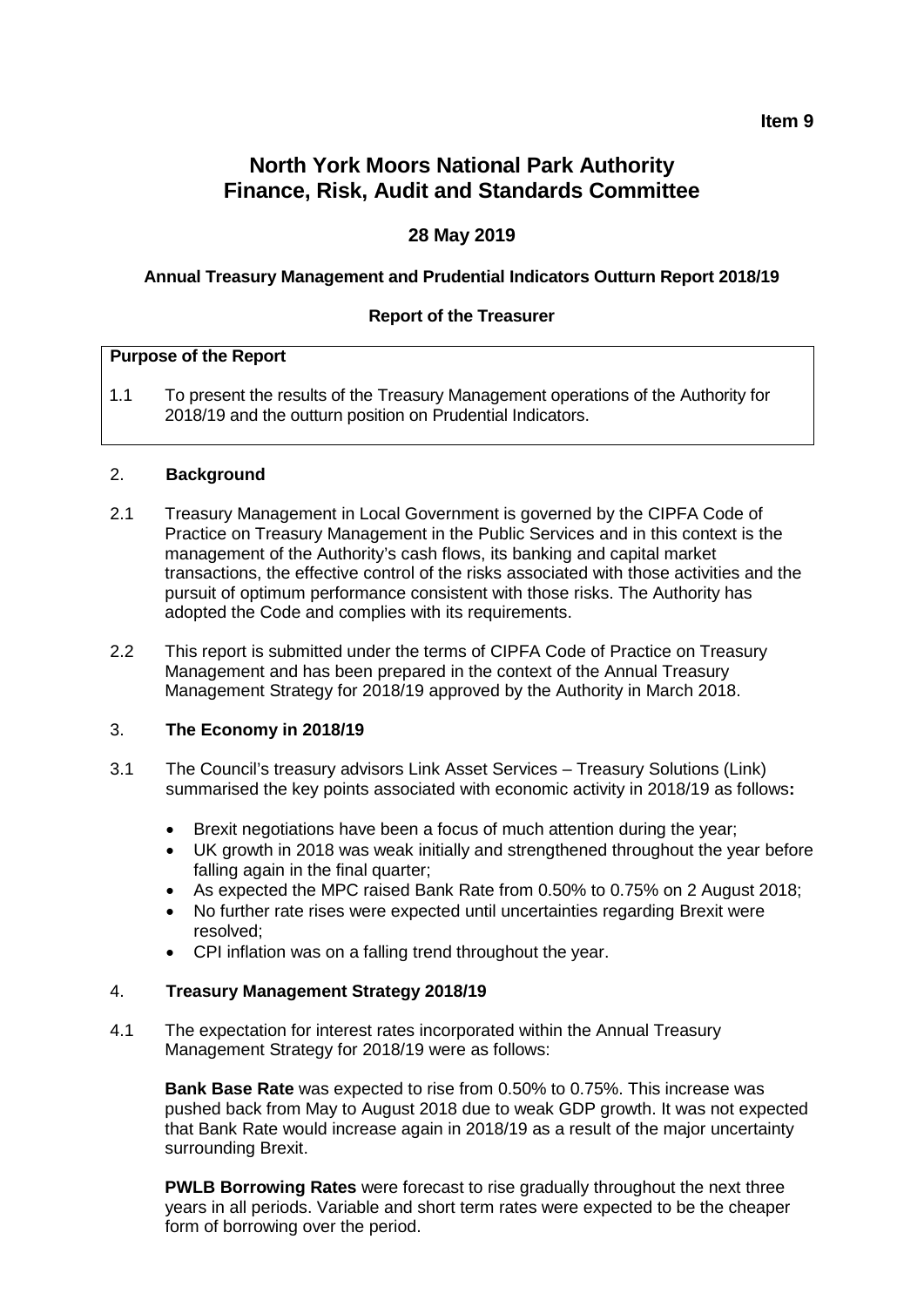**Item 9**

# North York Moors National Park Authority
# Finance, Risk, Audit and Standards Committee

**28 May 2019**

**Annual Treasury Management and Prudential Indicators Outturn Report 2018/19**

**Report of the Treasurer**

**Purpose of the Report**

1.1 To present the results of the Treasury Management operations of the Authority for 2018/19 and the outturn position on Prudential Indicators.

## 2. Background

2.1 Treasury Management in Local Government is governed by the CIPFA Code of Practice on Treasury Management in the Public Services and in this context is the management of the Authority's cash flows, its banking and capital market transactions, the effective control of the risks associated with those activities and the pursuit of optimum performance consistent with those risks. The Authority has adopted the Code and complies with its requirements.

2.2 This report is submitted under the terms of CIPFA Code of Practice on Treasury Management and has been prepared in the context of the Annual Treasury Management Strategy for 2018/19 approved by the Authority in March 2018.

## 3. The Economy in 2018/19

3.1 The Council's treasury advisors Link Asset Services – Treasury Solutions (Link) summarised the key points associated with economic activity in 2018/19 as follows**:**

- Brexit negotiations have been a focus of much attention during the year;
- UK growth in 2018 was weak initially and strengthened throughout the year before falling again in the final quarter;
- As expected the MPC raised Bank Rate from 0.50% to 0.75% on 2 August 2018;
- No further rate rises were expected until uncertainties regarding Brexit were resolved;
- CPI inflation was on a falling trend throughout the year.

## 4. Treasury Management Strategy 2018/19

4.1 The expectation for interest rates incorporated within the Annual Treasury Management Strategy for 2018/19 were as follows:

**Bank Base Rate** was expected to rise from 0.50% to 0.75%. This increase was pushed back from May to August 2018 due to weak GDP growth. It was not expected that Bank Rate would increase again in 2018/19 as a result of the major uncertainty surrounding Brexit.

**PWLB Borrowing Rates** were forecast to rise gradually throughout the next three years in all periods. Variable and short term rates were expected to be the cheaper form of borrowing over the period.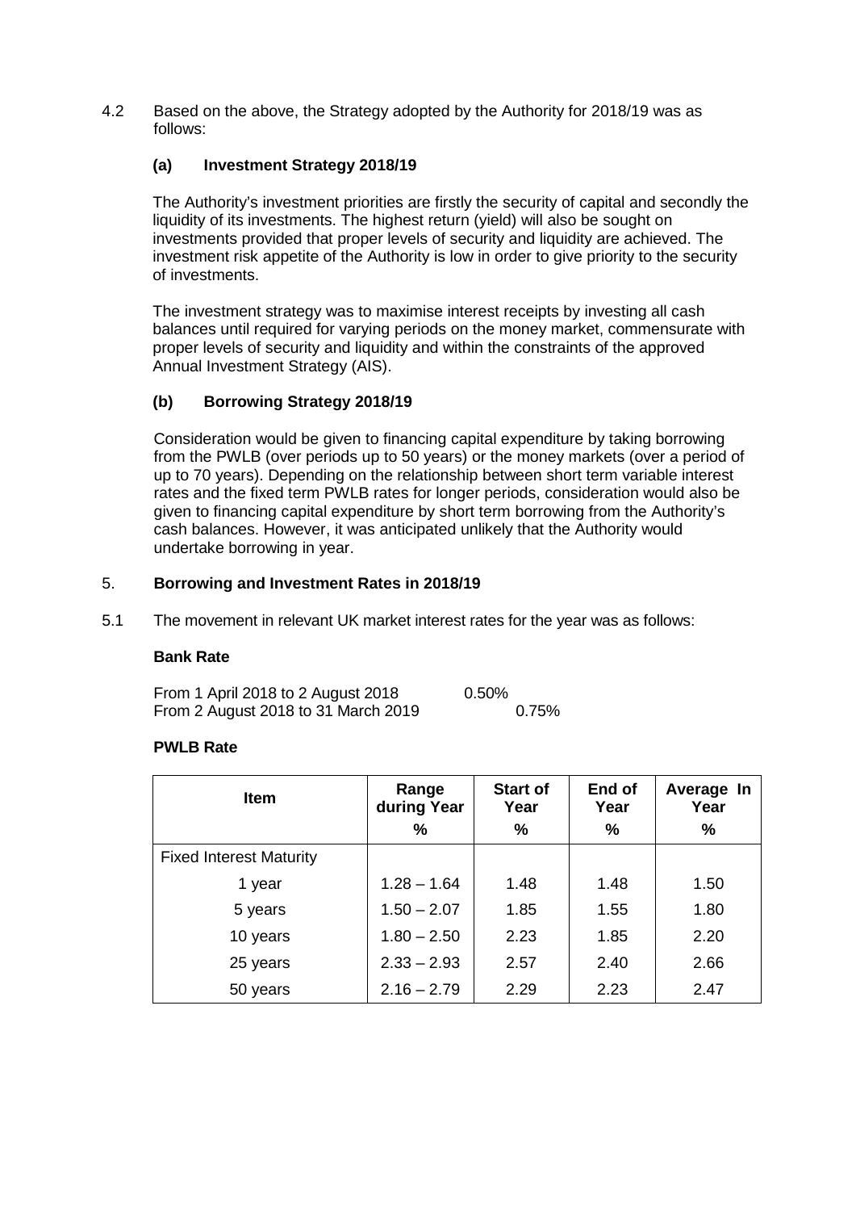4.2 Based on the above, the Strategy adopted by the Authority for 2018/19 was as follows:

**(a) Investment Strategy 2018/19**

The Authority's investment priorities are firstly the security of capital and secondly the liquidity of its investments. The highest return (yield) will also be sought on investments provided that proper levels of security and liquidity are achieved. The investment risk appetite of the Authority is low in order to give priority to the security of investments.

The investment strategy was to maximise interest receipts by investing all cash balances until required for varying periods on the money market, commensurate with proper levels of security and liquidity and within the constraints of the approved Annual Investment Strategy (AIS).

**(b) Borrowing Strategy 2018/19**

Consideration would be given to financing capital expenditure by taking borrowing from the PWLB (over periods up to 50 years) or the money markets (over a period of up to 70 years). Depending on the relationship between short term variable interest rates and the fixed term PWLB rates for longer periods, consideration would also be given to financing capital expenditure by short term borrowing from the Authority's cash balances. However, it was anticipated unlikely that the Authority would undertake borrowing in year.

## 5. Borrowing and Investment Rates in 2018/19

5.1 The movement in relevant UK market interest rates for the year was as follows:

**Bank Rate**

From 1 April 2018 to 2 August 2018 0.50%
From 2 August 2018 to 31 March 2019 0.75%

**PWLB Rate**

| Item | Range during Year % | Start of Year % | End of Year % | Average In Year % |
|---|---|---|---|---|
| Fixed Interest Maturity | | | | |
| 1 year | 1.28 – 1.64 | 1.48 | 1.48 | 1.50 |
| 5 years | 1.50 – 2.07 | 1.85 | 1.55 | 1.80 |
| 10 years | 1.80 – 2.50 | 2.23 | 1.85 | 2.20 |
| 25 years | 2.33 – 2.93 | 2.57 | 2.40 | 2.66 |
| 50 years | 2.16 – 2.79 | 2.29 | 2.23 | 2.47 |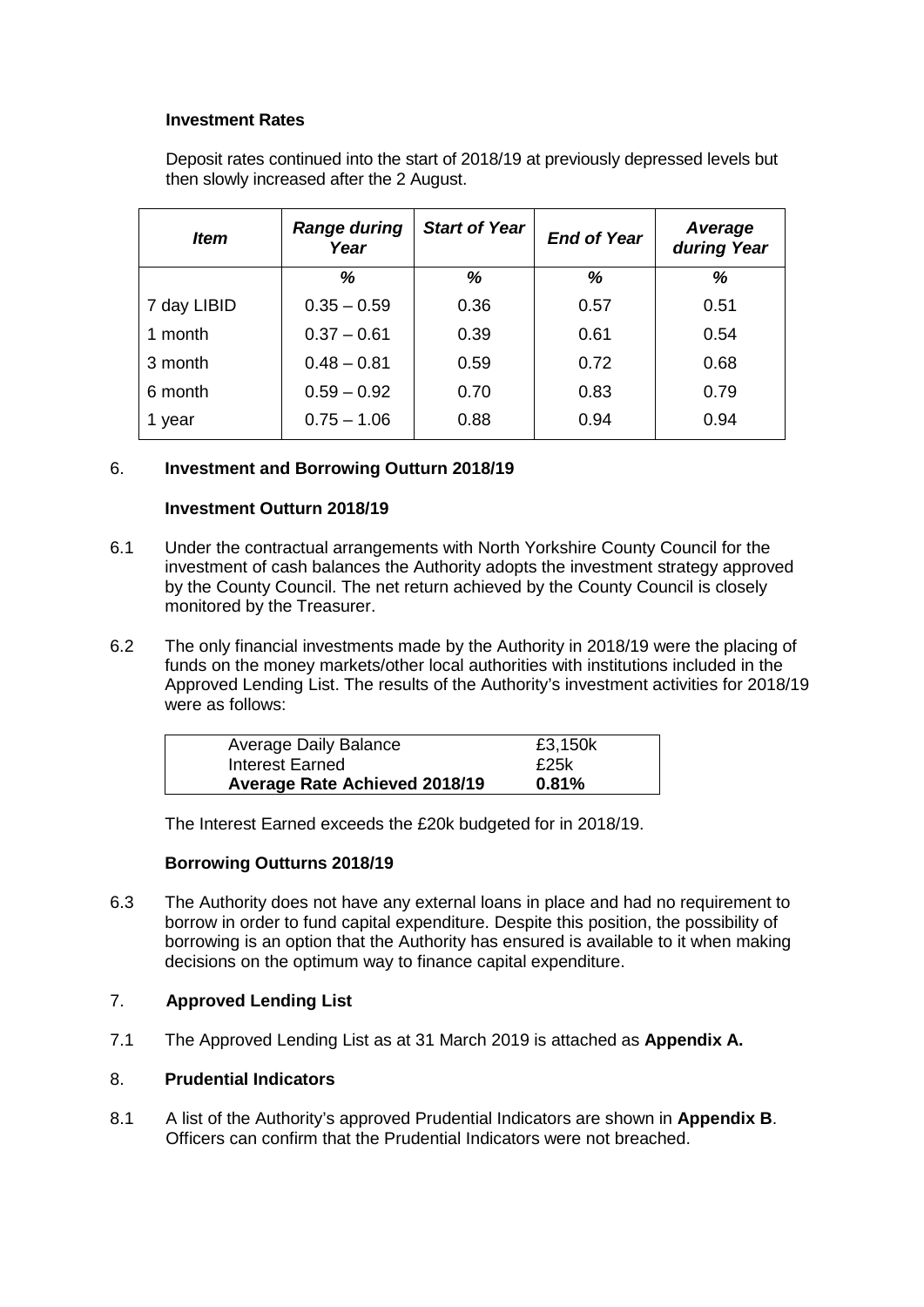**Investment Rates**

Deposit rates continued into the start of 2018/19 at previously depressed levels but then slowly increased after the 2 August.

| *Item* | *Range during Year* | *Start of Year* | *End of Year* | *Average during Year* |
|---|---|---|---|---|
| | *%* | *%* | *%* | *%* |
| 7 day LIBID | 0.35 – 0.59 | 0.36 | 0.57 | 0.51 |
| 1 month | 0.37 – 0.61 | 0.39 | 0.61 | 0.54 |
| 3 month | 0.48 – 0.81 | 0.59 | 0.72 | 0.68 |
| 6 month | 0.59 – 0.92 | 0.70 | 0.83 | 0.79 |
| 1 year | 0.75 – 1.06 | 0.88 | 0.94 | 0.94 |

## 6. Investment and Borrowing Outturn 2018/19

**Investment Outturn 2018/19**

6.1 Under the contractual arrangements with North Yorkshire County Council for the investment of cash balances the Authority adopts the investment strategy approved by the County Council. The net return achieved by the County Council is closely monitored by the Treasurer.

6.2 The only financial investments made by the Authority in 2018/19 were the placing of funds on the money markets/other local authorities with institutions included in the Approved Lending List. The results of the Authority's investment activities for 2018/19 were as follows:

| | |
|---|---|
| Average Daily Balance | £3,150k |
| Interest Earned | £25k |
| **Average Rate Achieved 2018/19** | **0.81%** |

The Interest Earned exceeds the £20k budgeted for in 2018/19.

**Borrowing Outturns 2018/19**

6.3 The Authority does not have any external loans in place and had no requirement to borrow in order to fund capital expenditure. Despite this position, the possibility of borrowing is an option that the Authority has ensured is available to it when making decisions on the optimum way to finance capital expenditure.

## 7. Approved Lending List

7.1 The Approved Lending List as at 31 March 2019 is attached as **Appendix A.**

## 8. Prudential Indicators

8.1 A list of the Authority's approved Prudential Indicators are shown in **Appendix B**. Officers can confirm that the Prudential Indicators were not breached.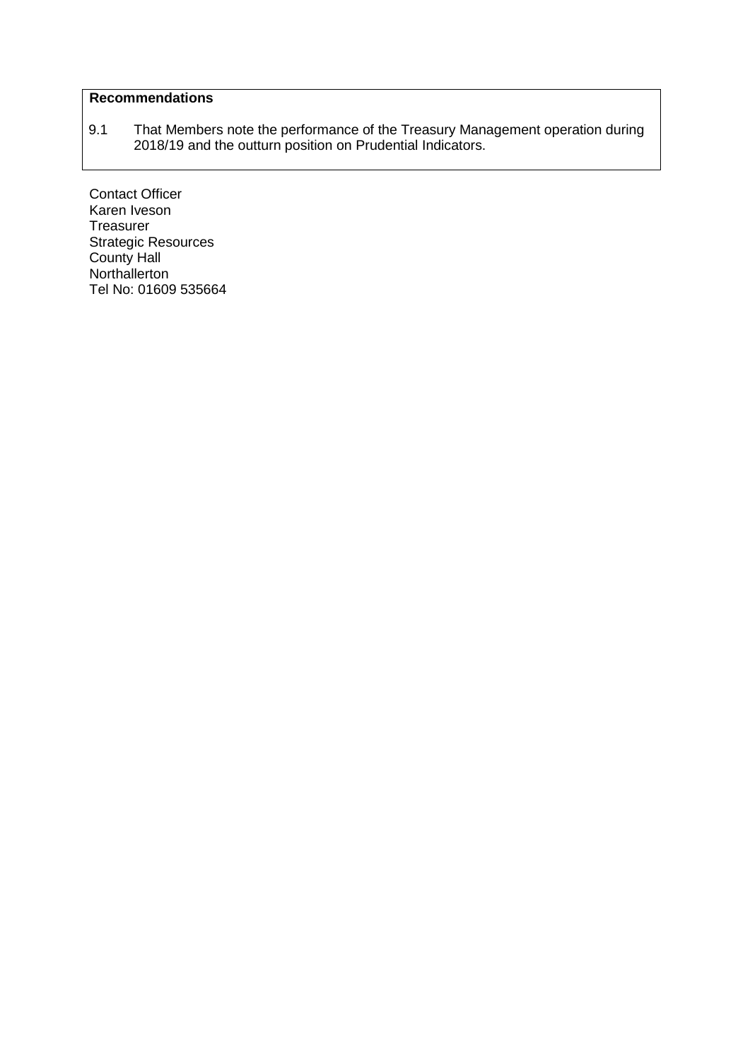**Recommendations**

9.1 That Members note the performance of the Treasury Management operation during 2018/19 and the outturn position on Prudential Indicators.

Contact Officer
Karen Iveson
Treasurer
Strategic Resources
County Hall
Northallerton
Tel No: 01609 535664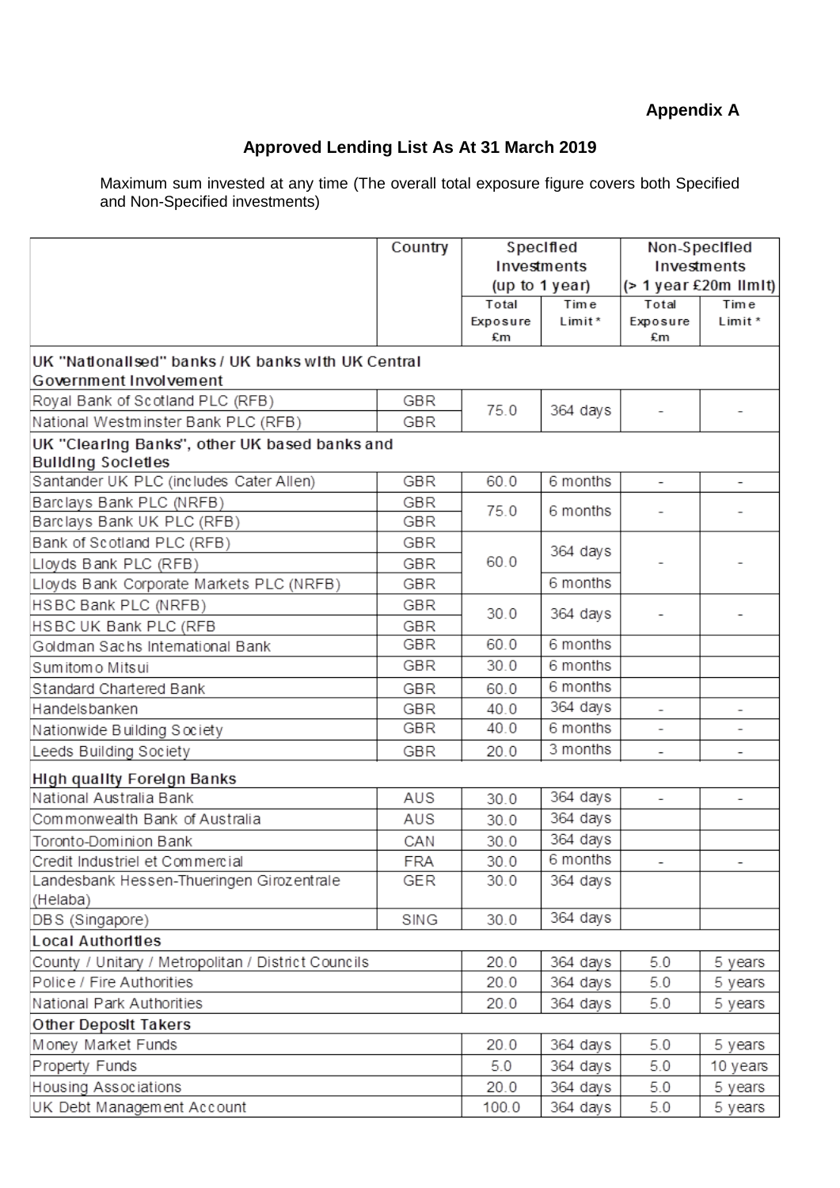**Appendix A**

## Approved Lending List As At 31 March 2019

Maximum sum invested at any time (The overall total exposure figure covers both Specified and Non-Specified investments)

| | Country | Specified Investments (up to 1 year) | | Non-Specified Investments (> 1 year £20m limit) | |
|---|---|---|---|---|---|
| | | Total Exposure £m | Time Limit* | Total Exposure £m | Time Limit* |
| **UK "Nationalised" banks / UK banks with UK Central Government Involvement** | | | | | |
| Royal Bank of Scotland PLC (RFB) | GBR | 75.0 | 364 days | - | - |
| National Westminster Bank PLC (RFB) | GBR | | | | |
| **UK "Clearing Banks", other UK based banks and Building Societies** | | | | | |
| Santander UK PLC (includes Cater Allen) | GBR | 60.0 | 6 months | - | - |
| Barclays Bank PLC (NRFB) | GBR | 75.0 | 6 months | - | - |
| Barclays Bank UK PLC (RFB) | GBR | | | | |
| Bank of Scotland PLC (RFB) | GBR | 60.0 | 364 days | - | - |
| Lloyds Bank PLC (RFB) | GBR | | | | |
| Lloyds Bank Corporate Markets PLC (NRFB) | GBR | | 6 months | | |
| HSBC Bank PLC (NRFB) | GBR | 30.0 | 364 days | - | - |
| HSBC UK Bank PLC (RFB | GBR | | | | |
| Goldman Sachs International Bank | GBR | 60.0 | 6 months | | |
| Sumitomo Mitsui | GBR | 30.0 | 6 months | | |
| Standard Chartered Bank | GBR | 60.0 | 6 months | | |
| Handelsbanken | GBR | 40.0 | 364 days | - | - |
| Nationwide Building Society | GBR | 40.0 | 6 months | - | - |
| Leeds Building Society | GBR | 20.0 | 3 months | - | - |
| **High quality Foreign Banks** | | | | | |
| National Australia Bank | AUS | 30.0 | 364 days | - | - |
| Commonwealth Bank of Australia | AUS | 30.0 | 364 days | | |
| Toronto-Dominion Bank | CAN | 30.0 | 364 days | | |
| Credit Industriel et Commercial | FRA | 30.0 | 6 months | - | - |
| Landesbank Hessen-Thueringen Girozentrale (Helaba) | GER | 30.0 | 364 days | | |
| DBS (Singapore) | SING | 30.0 | 364 days | | |
| **Local Authorities** | | | | | |
| County / Unitary / Metropolitan / District Councils | | 20.0 | 364 days | 5.0 | 5 years |
| Police / Fire Authorities | | 20.0 | 364 days | 5.0 | 5 years |
| National Park Authorities | | 20.0 | 364 days | 5.0 | 5 years |
| **Other Deposit Takers** | | | | | |
| Money Market Funds | | 20.0 | 364 days | 5.0 | 5 years |
| Property Funds | | 5.0 | 364 days | 5.0 | 10 years |
| Housing Associations | | 20.0 | 364 days | 5.0 | 5 years |
| UK Debt Management Account | | 100.0 | 364 days | 5.0 | 5 years |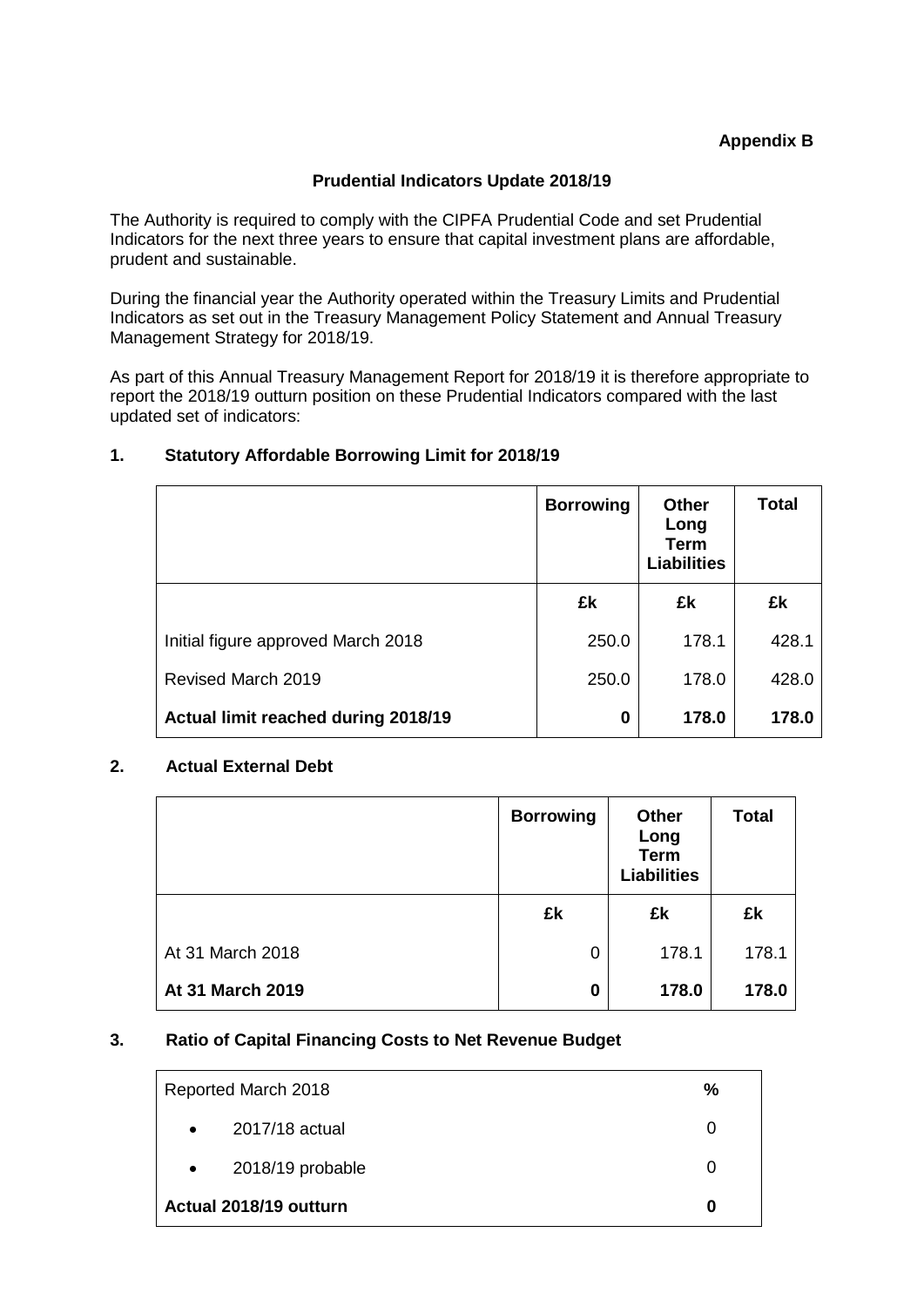**Appendix B**

## Prudential Indicators Update 2018/19

The Authority is required to comply with the CIPFA Prudential Code and set Prudential Indicators for the next three years to ensure that capital investment plans are affordable, prudent and sustainable.

During the financial year the Authority operated within the Treasury Limits and Prudential Indicators as set out in the Treasury Management Policy Statement and Annual Treasury Management Strategy for 2018/19.

As part of this Annual Treasury Management Report for 2018/19 it is therefore appropriate to report the 2018/19 outturn position on these Prudential Indicators compared with the last updated set of indicators:

### 1. Statutory Affordable Borrowing Limit for 2018/19

| | Borrowing | Other Long Term Liabilities | Total |
|---|---|---|---|
| | £k | £k | £k |
| Initial figure approved March 2018 | 250.0 | 178.1 | 428.1 |
| Revised March 2019 | 250.0 | 178.0 | 428.0 |
| **Actual limit reached during 2018/19** | **0** | **178.0** | **178.0** |

### 2. Actual External Debt

| | Borrowing | Other Long Term Liabilities | Total |
|---|---|---|---|
| | £k | £k | £k |
| At 31 March 2018 | 0 | 178.1 | 178.1 |
| **At 31 March 2019** | **0** | **178.0** | **178.0** |

### 3. Ratio of Capital Financing Costs to Net Revenue Budget

| Reported March 2018 | % |
|---|---|
| • 2017/18 actual | 0 |
| • 2018/19 probable | 0 |
| **Actual 2018/19 outturn** | **0** |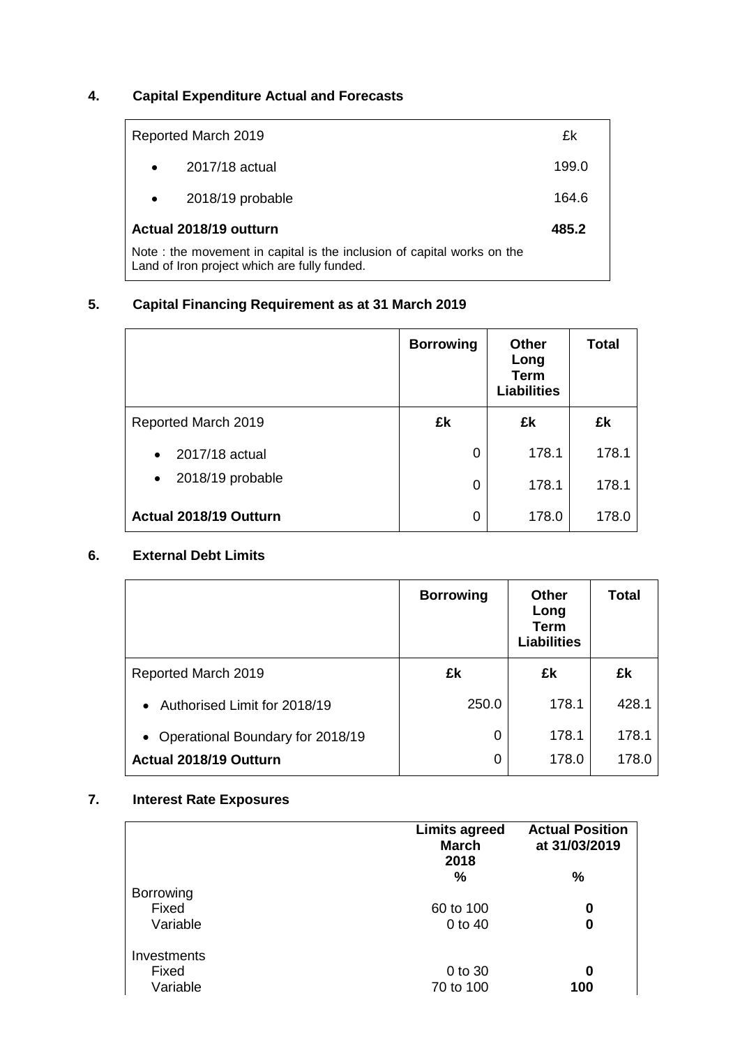## 4. Capital Expenditure Actual and Forecasts

| Reported March 2019 | £k |
|---|---|
| • 2017/18 actual | 199.0 |
| • 2018/19 probable | 164.6 |
| **Actual 2018/19 outturn** | **485.2** |

Note : the movement in capital is the inclusion of capital works on the Land of Iron project which are fully funded.

## 5. Capital Financing Requirement as at 31 March 2019

| | **Borrowing** | **Other Long Term Liabilities** | **Total** |
|---|---|---|---|
| Reported March 2019 | **£k** | **£k** | **£k** |
| • 2017/18 actual | 0 | 178.1 | 178.1 |
| • 2018/19 probable | 0 | 178.1 | 178.1 |
| **Actual 2018/19 Outturn** | 0 | 178.0 | 178.0 |

## 6. External Debt Limits

| | **Borrowing** | **Other Long Term Liabilities** | **Total** |
|---|---|---|---|
| Reported March 2019 | **£k** | **£k** | **£k** |
| • Authorised Limit for 2018/19 | 250.0 | 178.1 | 428.1 |
| • Operational Boundary for 2018/19 | 0 | 178.1 | 178.1 |
| **Actual 2018/19 Outturn** | 0 | 178.0 | 178.0 |

## 7. Interest Rate Exposures

| | **Limits agreed March 2018** | **Actual Position at 31/03/2019** |
|---|---|---|
| | **%** | **%** |
| Borrowing | | |
| Fixed | 60 to 100 | **0** |
| Variable | 0 to 40 | **0** |
| Investments | | |
| Fixed | 0 to 30 | **0** |
| Variable | 70 to 100 | **100** |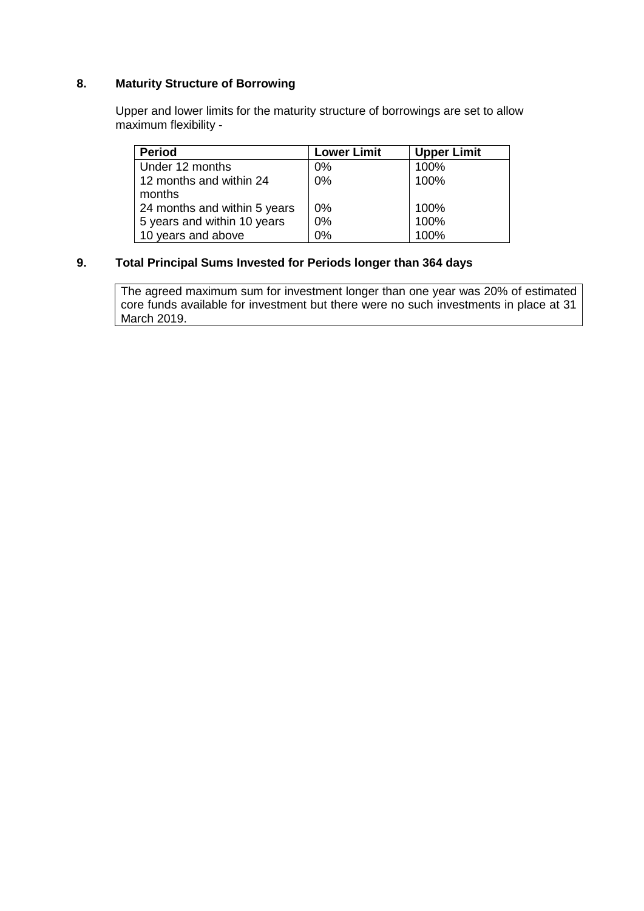## 8. Maturity Structure of Borrowing

Upper and lower limits for the maturity structure of borrowings are set to allow maximum flexibility -

| Period | Lower Limit | Upper Limit |
|---|---|---|
| Under 12 months | 0% | 100% |
| 12 months and within 24 months | 0% | 100% |
| 24 months and within 5 years | 0% | 100% |
| 5 years and within 10 years | 0% | 100% |
| 10 years and above | 0% | 100% |

## 9. Total Principal Sums Invested for Periods longer than 364 days

The agreed maximum sum for investment longer than one year was 20% of estimated core funds available for investment but there were no such investments in place at 31 March 2019.